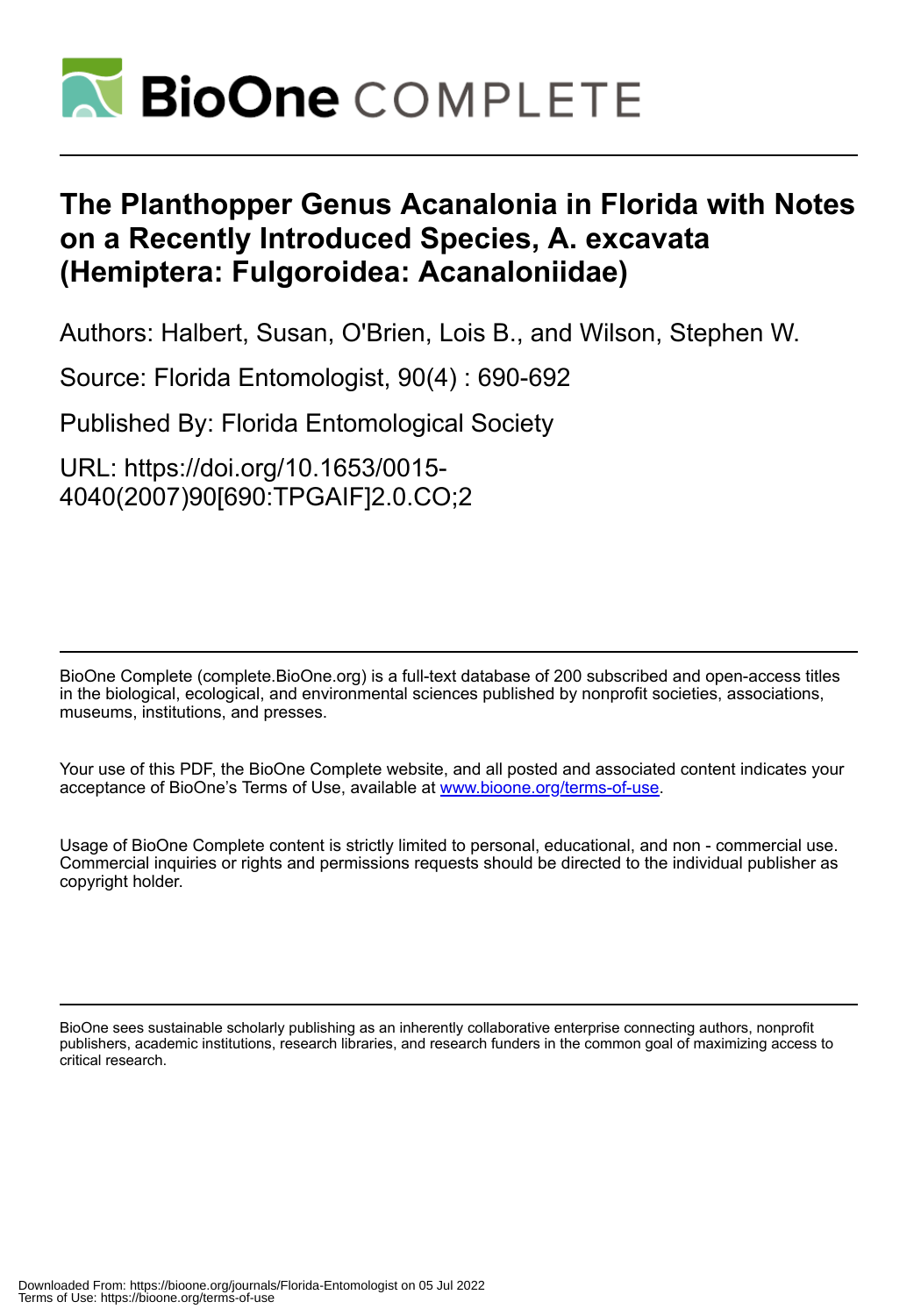# The Planthopper Genus Acanalonia in Florida with Notes on a Recently Introduced Species, A. excavata (Hemiptera: Fulgoroidea: Acanaloniidae)

Authors: Halbert, Susan, O'Brien, Lois B., and Wilson, Stephen W.

Source: Florida Entomologist, 90(4) : 690-692

Published By: Florida Entomological Society

URL: https://doi.org/10.1653/0015-4040(2007)90[690:TPGAIF]2.0.CO;2

BioOne Complete (complete.BioOne.org) is a full-text database of 200 subscribed and open-access titles in the biological, ecological, and environmental sciences published by nonprofit societies, associations, museums, institutions, and presses.

Your use of this PDF, the BioOne Complete website, and all posted and associated content indicates your acceptance of BioOne's Terms of Use, available at www.bioone.org/terms-of-use.

Usage of BioOne Complete content is strictly limited to personal, educational, and non - commercial use. Commercial inquiries or rights and permissions requests should be directed to the individual publisher as copyright holder.

BioOne sees sustainable scholarly publishing as an inherently collaborative enterprise connecting authors, nonprofit publishers, academic institutions, research libraries, and research funders in the common goal of maximizing access to critical research.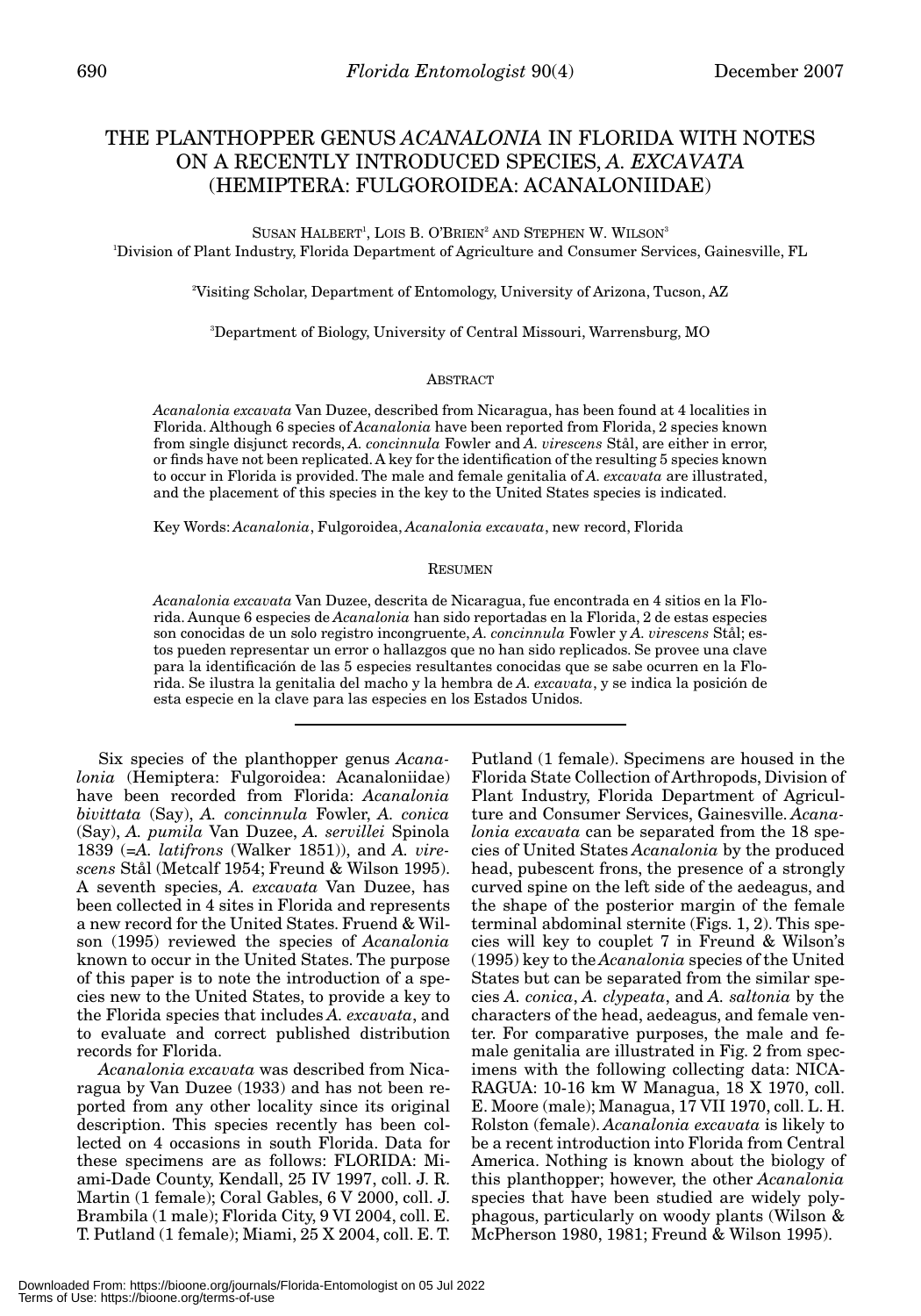# THE PLANTHOPPER GENUS *ACANALONIA* IN FLORIDA WITH NOTES ON A RECENTLY INTRODUCED SPECIES, *A. EXCAVATA* (HEMIPTERA: FULGOROIDEA: ACANALONIIDAE)

SUSAN HALBERT[1], LOIS B. O'BRIEN[2] AND STEPHEN W. WILSON[3]

[1]Division of Plant Industry, Florida Department of Agriculture and Consumer Services, Gainesville, FL

[2]Visiting Scholar, Department of Entomology, University of Arizona, Tucson, AZ

[3]Department of Biology, University of Central Missouri, Warrensburg, MO

## ABSTRACT

*Acanalonia excavata* Van Duzee, described from Nicaragua, has been found at 4 localities in Florida. Although 6 species of *Acanalonia* have been reported from Florida, 2 species known from single disjunct records, *A. concinnula* Fowler and *A. virescens* Stål, are either in error, or finds have not been replicated. A key for the identification of the resulting 5 species known to occur in Florida is provided. The male and female genitalia of *A. excavata* are illustrated, and the placement of this species in the key to the United States species is indicated.

Key Words: *Acanalonia*, Fulgoroidea, *Acanalonia excavata*, new record, Florida

## RESUMEN

*Acanalonia excavata* Van Duzee, descrita de Nicaragua, fue encontrada en 4 sitios en la Florida. Aunque 6 especies de *Acanalonia* han sido reportadas en la Florida, 2 de estas especies son conocidas de un solo registro incongruente, *A. concinnula* Fowler y *A. virescens* Stål; estos pueden representar un error o hallazgos que no han sido replicados. Se provee una clave para la identificación de las 5 especies resultantes conocidas que se sabe ocurren en la Florida. Se ilustra la genitalia del macho y la hembra de *A. excavata*, y se indica la posición de esta especie en la clave para las especies en los Estados Unidos.

---

Six species of the planthopper genus *Acanalonia* (Hemiptera: Fulgoroidea: Acanaloniidae) have been recorded from Florida: *Acanalonia bivittata* (Say), *A. concinnula* Fowler, *A. conica* (Say), *A. pumila* Van Duzee, *A. servillei* Spinola 1839 (=*A. latifrons* (Walker 1851)), and *A. virescens* Stål (Metcalf 1954; Freund & Wilson 1995). A seventh species, *A. excavata* Van Duzee, has been collected in 4 sites in Florida and represents a new record for the United States. Fruend & Wilson (1995) reviewed the species of *Acanalonia* known to occur in the United States. The purpose of this paper is to note the introduction of a species new to the United States, to provide a key to the Florida species that includes *A. excavata*, and to evaluate and correct published distribution records for Florida.

*Acanalonia excavata* was described from Nicaragua by Van Duzee (1933) and has not been reported from any other locality since its original description. This species recently has been collected on 4 occasions in south Florida. Data for these specimens are as follows: FLORIDA: Miami-Dade County, Kendall, 25 IV 1997, coll. J. R. Martin (1 female); Coral Gables, 6 V 2000, coll. J. Brambila (1 male); Florida City, 9 VI 2004, coll. E. T. Putland (1 female); Miami, 25 X 2004, coll. E. T. Putland (1 female). Specimens are housed in the Florida State Collection of Arthropods, Division of Plant Industry, Florida Department of Agriculture and Consumer Services, Gainesville. *Acanalonia excavata* can be separated from the 18 species of United States *Acanalonia* by the produced head, pubescent frons, the presence of a strongly curved spine on the left side of the aedeagus, and the shape of the posterior margin of the female terminal abdominal sternite (Figs. 1, 2). This species will key to couplet 7 in Freund & Wilson's (1995) key to the *Acanalonia* species of the United States but can be separated from the similar species *A. conica*, *A. clypeata*, and *A. saltonia* by the characters of the head, aedeagus, and female venter. For comparative purposes, the male and female genitalia are illustrated in Fig. 2 from specimens with the following collecting data: NICARAGUA: 10-16 km W Managua, 18 X 1970, coll. E. Moore (male); Managua, 17 VII 1970, coll. L. H. Rolston (female). *Acanalonia excavata* is likely to be a recent introduction into Florida from Central America. Nothing is known about the biology of this planthopper; however, the other *Acanalonia* species that have been studied are widely polyphagous, particularly on woody plants (Wilson & McPherson 1980, 1981; Freund & Wilson 1995).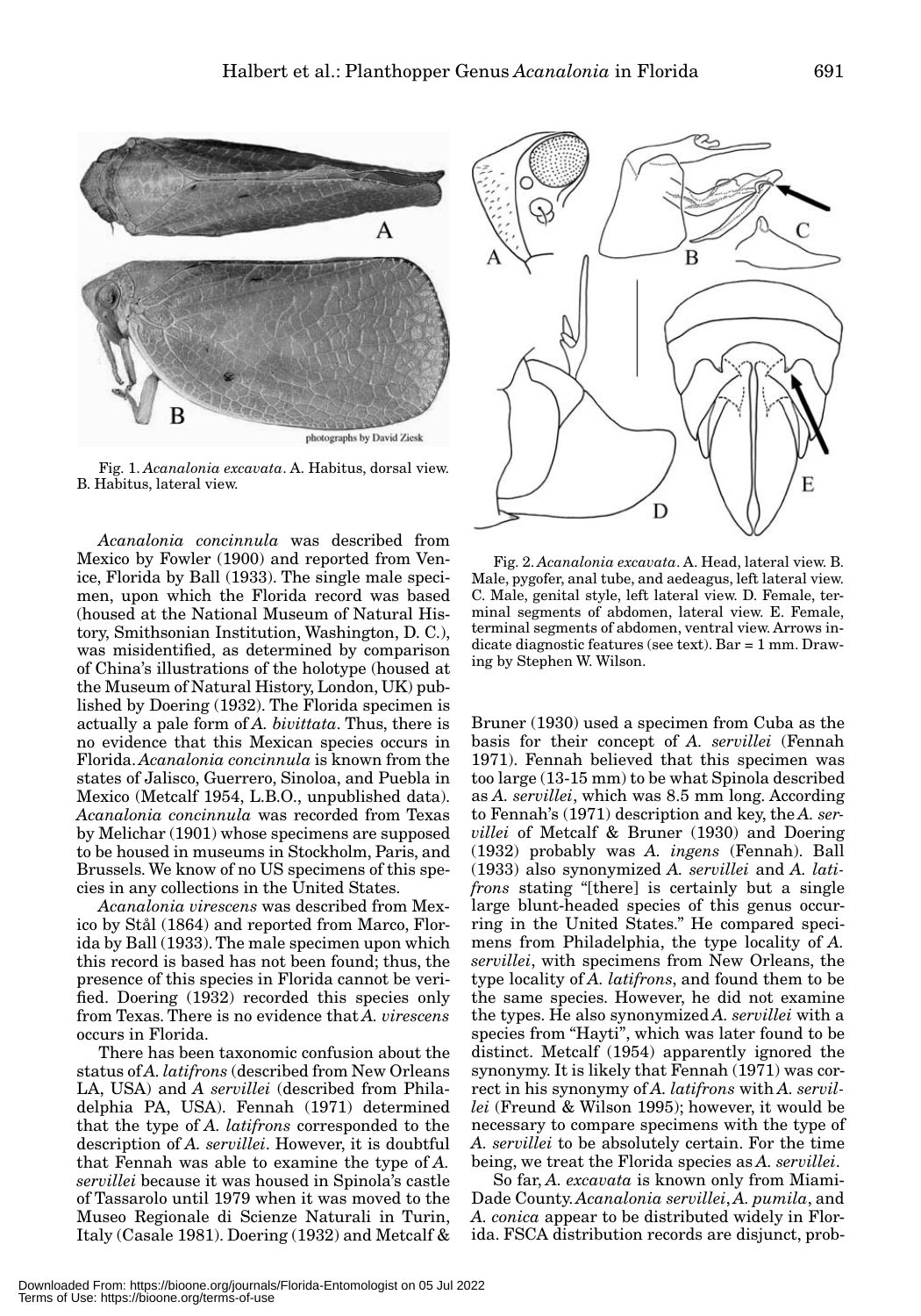Fig. 1. *Acanalonia excavata*. A. Habitus, dorsal view. B. Habitus, lateral view.

Fig. 2. *Acanalonia excavata*. A. Head, lateral view. B. Male, pygofer, anal tube, and aedeagus, left lateral view. C. Male, genital style, left lateral view. D. Female, terminal segments of abdomen, lateral view. E. Female, terminal segments of abdomen, ventral view. Arrows indicate diagnostic features (see text). Bar = 1 mm. Drawing by Stephen W. Wilson.

*Acanalonia concinnula* was described from Mexico by Fowler (1900) and reported from Venice, Florida by Ball (1933). The single male specimen, upon which the Florida record was based (housed at the National Museum of Natural History, Smithsonian Institution, Washington, D. C.), was misidentified, as determined by comparison of China's illustrations of the holotype (housed at the Museum of Natural History, London, UK) published by Doering (1932). The Florida specimen is actually a pale form of *A. bivittata*. Thus, there is no evidence that this Mexican species occurs in Florida. *Acanalonia concinnula* is known from the states of Jalisco, Guerrero, Sinoloa, and Puebla in Mexico (Metcalf 1954, L.B.O., unpublished data). *Acanalonia concinnula* was recorded from Texas by Melichar (1901) whose specimens are supposed to be housed in museums in Stockholm, Paris, and Brussels. We know of no US specimens of this species in any collections in the United States.

*Acanalonia virescens* was described from Mexico by Stål (1864) and reported from Marco, Florida by Ball (1933). The male specimen upon which this record is based has not been found; thus, the presence of this species in Florida cannot be verified. Doering (1932) recorded this species only from Texas. There is no evidence that *A. virescens* occurs in Florida.

There has been taxonomic confusion about the status of *A. latifrons* (described from New Orleans LA, USA) and *A servillei* (described from Philadelphia PA, USA). Fennah (1971) determined that the type of *A. latifrons* corresponded to the description of *A. servillei*. However, it is doubtful that Fennah was able to examine the type of *A. servillei* because it was housed in Spinola's castle of Tassarolo until 1979 when it was moved to the Museo Regionale di Scienze Naturali in Turin, Italy (Casale 1981). Doering (1932) and Metcalf & Bruner (1930) used a specimen from Cuba as the basis for their concept of *A. servillei* (Fennah 1971). Fennah believed that this specimen was too large (13-15 mm) to be what Spinola described as *A. servillei*, which was 8.5 mm long. According to Fennah's (1971) description and key, the *A. servillei* of Metcalf & Bruner (1930) and Doering (1932) probably was *A. ingens* (Fennah). Ball (1933) also synonymized *A. servillei* and *A. latifrons* stating "[there] is certainly but a single large blunt-headed species of this genus occurring in the United States." He compared specimens from Philadelphia, the type locality of *A. servillei*, with specimens from New Orleans, the type locality of *A. latifrons*, and found them to be the same species. However, he did not examine the types. He also synonymized *A. servillei* with a species from "Hayti", which was later found to be distinct. Metcalf (1954) apparently ignored the synonymy. It is likely that Fennah (1971) was correct in his synonymy of *A. latifrons* with *A. servillei* (Freund & Wilson 1995); however, it would be necessary to compare specimens with the type of *A. servillei* to be absolutely certain. For the time being, we treat the Florida species as *A. servillei*.

So far, *A. excavata* is known only from Miami-Dade County. *Acanalonia servillei*, *A. pumila*, and *A. conica* appear to be distributed widely in Florida. FSCA distribution records are disjunct, prob-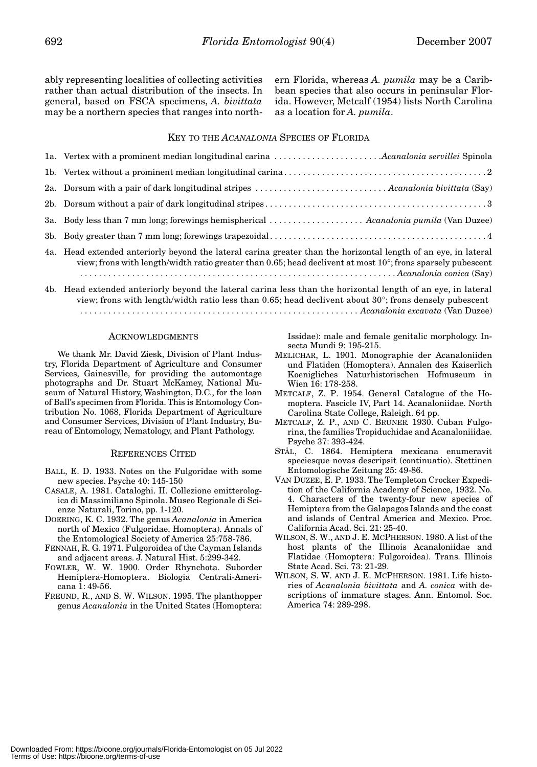ably representing localities of collecting activities rather than actual distribution of the insects. In general, based on FSCA specimens, *A. bivittata* may be a northern species that ranges into northern Florida, whereas *A. pumila* may be a Caribbean species that also occurs in peninsular Florida. However, Metcalf (1954) lists North Carolina as a location for *A. pumila*.

## KEY TO THE *ACANALONIA* SPECIES OF FLORIDA

1a. Vertex with a prominent median longitudinal carina . . . . . . . . . . . . . . . . . . . . . . . *Acanalonia servillei* Spinola

1b. Vertex without a prominent median longitudinal carina . . . . . . . . . . . . . . . . . . . . . . . . . . . . . . . . . . . . . . . . . . . 2

2a. Dorsum with a pair of dark longitudinal stripes . . . . . . . . . . . . . . . . . . . . . . . . . . . . *Acanalonia bivittata* (Say)

2b. Dorsum without a pair of dark longitudinal stripes . . . . . . . . . . . . . . . . . . . . . . . . . . . . . . . . . . . . . . . . . . . . . . 3

3a. Body less than 7 mm long; forewings hemispherical . . . . . . . . . . . . . . . . . . . . *Acanalonia pumila* (Van Duzee)

3b. Body greater than 7 mm long; forewings trapezoidal . . . . . . . . . . . . . . . . . . . . . . . . . . . . . . . . . . . . . . . . . . . . . 4

4a. Head extended anteriorly beyond the lateral carina greater than the horizontal length of an eye, in lateral view; frons with length/width ratio greater than 0.65; head declivent at most 10°; frons sparsely pubescent . . . . . . . . . . . . . . . . . . . . . . . . . . . . . . . . . . . . . . . . . . . . . . . . . . . . . . . . . . . . . . . . . . . . . . . . . . *Acanalonia conica* (Say)

4b. Head extended anteriorly beyond the lateral carina less than the horizontal length of an eye, in lateral view; frons with length/width ratio less than 0.65; head declivent about 30°; frons densely pubescent . . . . . . . . . . . . . . . . . . . . . . . . . . . . . . . . . . . . . . . . . . . . . . . . . . . . . . . . . *Acanalonia excavata* (Van Duzee)

## ACKNOWLEDGMENTS

We thank Mr. David Ziesk, Division of Plant Industry, Florida Department of Agriculture and Consumer Services, Gainesville, for providing the automontage photographs and Dr. Stuart McKamey, National Museum of Natural History, Washington, D.C., for the loan of Ball's specimen from Florida. This is Entomology Contribution No. 1068, Florida Department of Agriculture and Consumer Services, Division of Plant Industry, Bureau of Entomology, Nematology, and Plant Pathology.

## REFERENCES CITED

BALL, E. D. 1933. Notes on the Fulgoridae with some new species. Psyche 40: 145-150

CASALE, A. 1981. Cataloghi. II. Collezione emitterologica di Massimiliano Spinola. Museo Regionale di Scienze Naturali, Torino, pp. 1-120.

DOERING, K. C. 1932. The genus *Acanalonia* in America north of Mexico (Fulgoridae, Homoptera). Annals of the Entomological Society of America 25:758-786.

FENNAH, R. G. 1971. Fulgoroidea of the Cayman Islands and adjacent areas. J. Natural Hist. 5:299-342.

FOWLER, W. W. 1900. Order Rhynchota. Suborder Hemiptera-Homoptera. Biologia Centrali-Americana 1: 49-56.

FREUND, R., AND S. W. WILSON. 1995. The planthopper genus *Acanalonia* in the United States (Homoptera: Issidae): male and female genitalic morphology. Insecta Mundi 9: 195-215.

MELICHAR, L. 1901. Monographie der Acanaloniiden und Flatiden (Homoptera). Annalen des Kaiserlich Koenigliches Naturhistorischen Hofmuseum in Wien 16: 178-258.

METCALF, Z. P. 1954. General Catalogue of the Homoptera. Fascicle IV, Part 14. Acanaloniidae. North Carolina State College, Raleigh. 64 pp.

METCALF, Z. P., AND C. BRUNER. 1930. Cuban Fulgorina, the families Tropiduchidae and Acanaloniiidae. Psyche 37: 393-424.

STÅL, C. 1864. Hemiptera mexicana enumeravit speciesque novas descripsit (continuatio). Stettinen Entomologische Zeitung 25: 49-86.

VAN DUZEE, E. P. 1933. The Templeton Crocker Expedition of the California Academy of Science, 1932. No. 4. Characters of the twenty-four new species of Hemiptera from the Galapagos Islands and the coast and islands of Central America and Mexico. Proc. California Acad. Sci. 21: 25-40.

WILSON, S. W., AND J. E. MCPHERSON. 1980. A list of the host plants of the Illinois Acanaloniidae and Flatidae (Homoptera: Fulgoroidea). Trans. Illinois State Acad. Sci. 73: 21-29.

WILSON, S. W. AND J. E. MCPHERSON. 1981. Life histories of *Acanalonia bivittata* and *A. conica* with descriptions of immature stages. Ann. Entomol. Soc. America 74: 289-298.